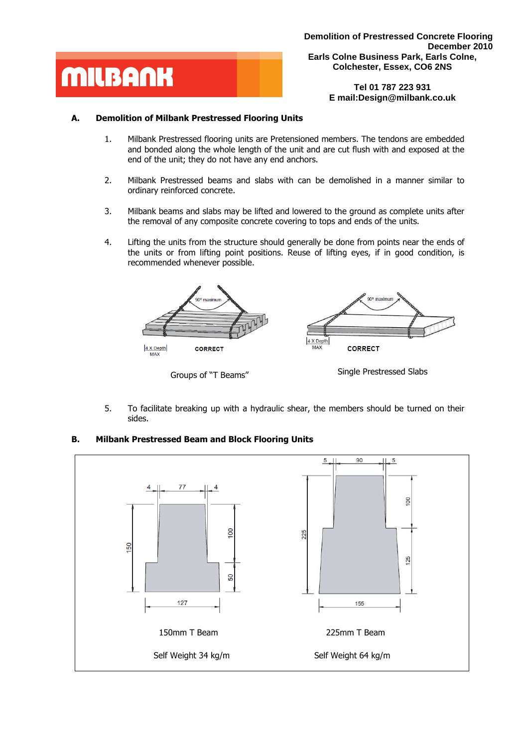**Demolition of Prestressed Concrete Flooring**
**December 2010**
**Earls Colne Business Park, Earls Colne,**
**Colchester, Essex, CO6 2NS**

**Tel 01 787 223 931**
**E mail:Design@milbank.co.uk**

## A. Demolition of Milbank Prestressed Flooring Units

1. Milbank Prestressed flooring units are Pretensioned members. The tendons are embedded and bonded along the whole length of the unit and are cut flush with and exposed at the end of the unit; they do not have any end anchors.

2. Milbank Prestressed beams and slabs with can be demolished in a manner similar to ordinary reinforced concrete.

3. Milbank beams and slabs may be lifted and lowered to the ground as complete units after the removal of any composite concrete covering to tops and ends of the units.

4. Lifting the units from the structure should generally be done from points near the ends of the units or from lifting point positions. Reuse of lifting eyes, if in good condition, is recommended whenever possible.

90° maximum — 4 X Depth MAX — CORRECT

Groups of "T Beams"

90° maximum — 4 X Depth MAX — CORRECT

Single Prestressed Slabs

5. To facilitate breaking up with a hydraulic shear, the members should be turned on their sides.

## B. Milbank Prestressed Beam and Block Flooring Units

Dimensions: 4, 77, 4; 150; 100; 50; 127

150mm T Beam

Self Weight 34 kg/m

Dimensions: 5, 90, 5; 225; 100; 125; 155

225mm T Beam

Self Weight 64 kg/m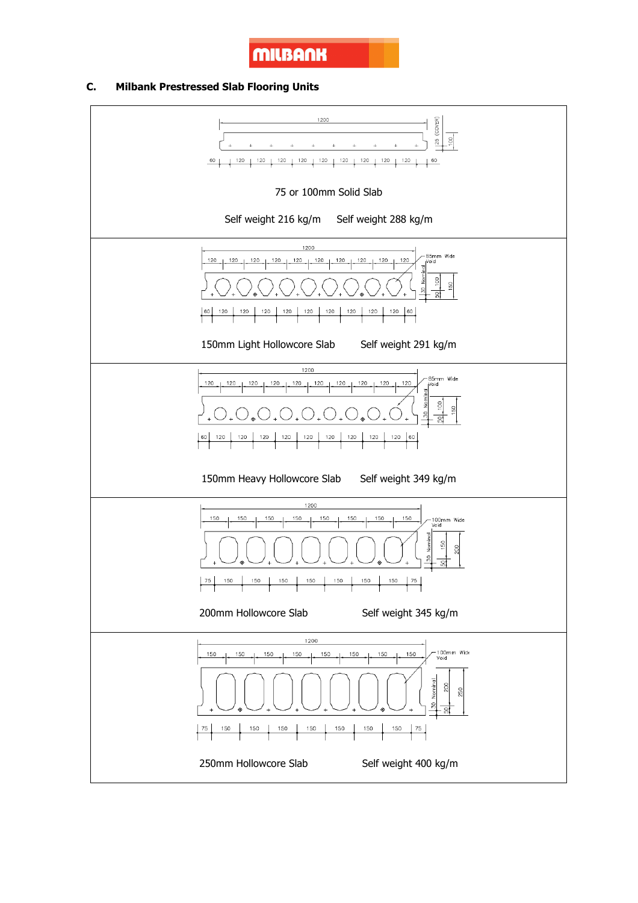## C. Milbank Prestressed Slab Flooring Units

1200

60 | 120 | 120 | 120 | 120 | 120 | 120 | 120 | 120 | 120 | 60

25 (COVER) 100

75 or 100mm Solid Slab

Self weight 216 kg/m Self weight 288 kg/m

1200

120 | 120 | 120 | 120 | 120 | 120 | 120 | 120 | 120 | 120

85mm Wide Void

30 Nominal 50 100 150

60 | 120 | 120 | 120 | 120 | 120 | 120 | 120 | 120 | 120 | 60

150mm Light Hollowcore Slab Self weight 291 kg/m

1200

120 | 120 | 120 | 120 | 120 | 120 | 120 | 120 | 120 | 120

85mm Wide Void

30 Nominal 50 100 150

60 | 120 | 120 | 120 | 120 | 120 | 120 | 120 | 120 | 120 | 60

150mm Heavy Hollowcore Slab Self weight 349 kg/m

1200

150 | 150 | 150 | 150 | 150 | 150 | 150 | 150

100mm Wide Void

30 Nominal 50 150 200

75 | 150 | 150 | 150 | 150 | 150 | 150 | 150 | 75

200mm Hollowcore Slab Self weight 345 kg/m

1200

150 | 150 | 150 | 150 | 150 | 150 | 150 | 150

100mm Wide Void

30 Nominal 50 200 250

75 | 150 | 150 | 150 | 150 | 150 | 150 | 150 | 75

250mm Hollowcore Slab Self weight 400 kg/m